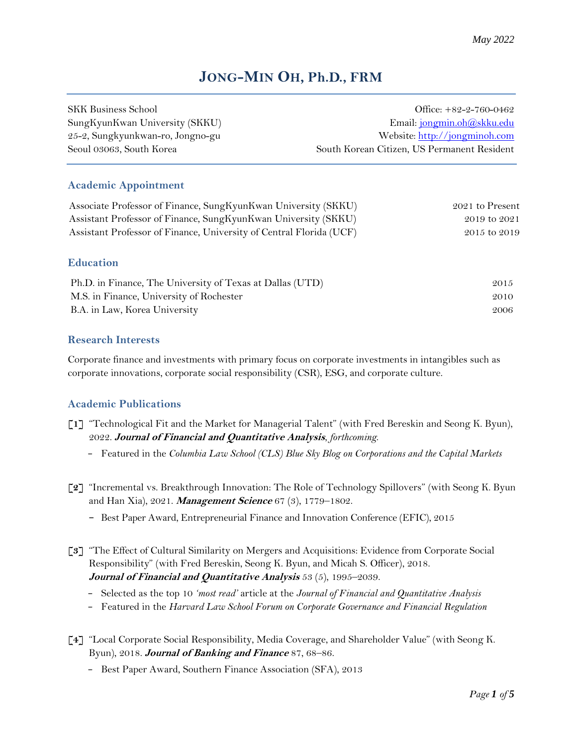May 2022

# JONG-MIN OH, Ph.D., FRM

SKK Business School
SungKyunKwan University (SKKU)
25-2, Sungkyunkwan-ro, Jongno-gu
Seoul 03063, South Korea

Office: +82-2-760-0462
Email: jongmin.oh@skku.edu
Website: http://jongminoh.com
South Korean Citizen, US Permanent Resident

## Academic Appointment

| | |
|---|---|
| Associate Professor of Finance, SungKyunKwan University (SKKU) | 2021 to Present |
| Assistant Professor of Finance, SungKyunKwan University (SKKU) | 2019 to 2021 |
| Assistant Professor of Finance, University of Central Florida (UCF) | 2015 to 2019 |

## Education

| | |
|---|---|
| Ph.D. in Finance, The University of Texas at Dallas (UTD) | 2015 |
| M.S. in Finance, University of Rochester | 2010 |
| B.A. in Law, Korea University | 2006 |

## Research Interests

Corporate finance and investments with primary focus on corporate investments in intangibles such as corporate innovations, corporate social responsibility (CSR), ESG, and corporate culture.

## Academic Publications

[1] "Technological Fit and the Market for Managerial Talent" (with Fred Bereskin and Seong K. Byun), 2022. ***Journal of Financial and Quantitative Analysis***, *forthcoming*.
   - Featured in the *Columbia Law School (CLS) Blue Sky Blog on Corporations and the Capital Markets*

[2] "Incremental vs. Breakthrough Innovation: The Role of Technology Spillovers" (with Seong K. Byun and Han Xia), 2021. ***Management Science*** 67 (3), 1779–1802.
   - Best Paper Award, Entrepreneurial Finance and Innovation Conference (EFIC), 2015

[3] "The Effect of Cultural Similarity on Mergers and Acquisitions: Evidence from Corporate Social Responsibility" (with Fred Bereskin, Seong K. Byun, and Micah S. Officer), 2018. ***Journal of Financial and Quantitative Analysis*** 53 (5), 1995–2039.
   - Selected as the top 10 *'most read'* article at the *Journal of Financial and Quantitative Analysis*
   - Featured in the *Harvard Law School Forum on Corporate Governance and Financial Regulation*

[4] "Local Corporate Social Responsibility, Media Coverage, and Shareholder Value" (with Seong K. Byun), 2018. ***Journal of Banking and Finance*** 87, 68–86.
   - Best Paper Award, Southern Finance Association (SFA), 2013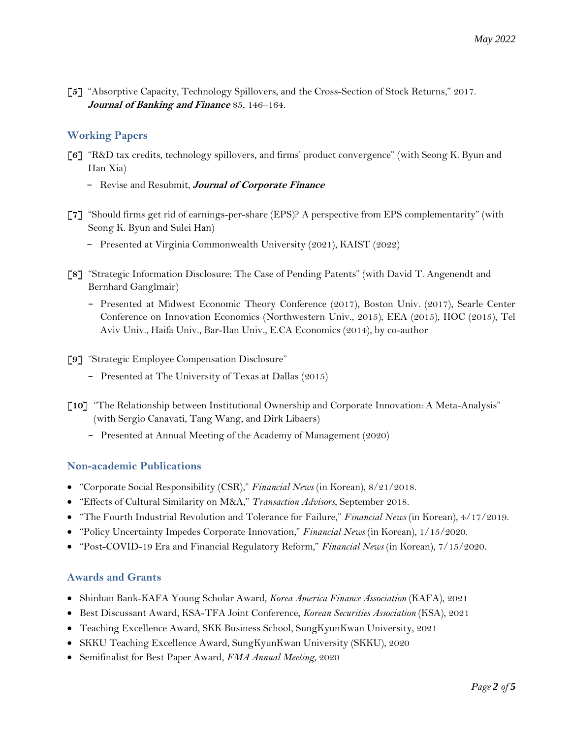[5] "Absorptive Capacity, Technology Spillovers, and the Cross-Section of Stock Returns," 2017. ***Journal of Banking and Finance*** 85, 146–164.

## Working Papers

[6] "R&D tax credits, technology spillovers, and firms' product convergence" (with Seong K. Byun and Han Xia)

- Revise and Resubmit, ***Journal of Corporate Finance***

[7] "Should firms get rid of earnings-per-share (EPS)? A perspective from EPS complementarity" (with Seong K. Byun and Sulei Han)

- Presented at Virginia Commonwealth University (2021), KAIST (2022)

[8] "Strategic Information Disclosure: The Case of Pending Patents" (with David T. Angenendt and Bernhard Ganglmair)

- Presented at Midwest Economic Theory Conference (2017), Boston Univ. (2017), Searle Center Conference on Innovation Economics (Northwestern Univ., 2015), EEA (2015), IIOC (2015), Tel Aviv Univ., Haifa Univ., Bar-Ilan Univ., E.CA Economics (2014), by co-author

[9] "Strategic Employee Compensation Disclosure"

- Presented at The University of Texas at Dallas (2015)

[10] "The Relationship between Institutional Ownership and Corporate Innovation: A Meta-Analysis" (with Sergio Canavati, Tang Wang, and Dirk Libaers)

- Presented at Annual Meeting of the Academy of Management (2020)

## Non-academic Publications

- "Corporate Social Responsibility (CSR)," *Financial News* (in Korean), 8/21/2018.
- "Effects of Cultural Similarity on M&A," *Transaction Advisors*, September 2018.
- "The Fourth Industrial Revolution and Tolerance for Failure," *Financial News* (in Korean), 4/17/2019.
- "Policy Uncertainty Impedes Corporate Innovation," *Financial News* (in Korean), 1/15/2020.
- "Post-COVID-19 Era and Financial Regulatory Reform," *Financial News* (in Korean), 7/15/2020.

## Awards and Grants

- Shinhan Bank-KAFA Young Scholar Award, *Korea America Finance Association* (KAFA), 2021
- Best Discussant Award, KSA-TFA Joint Conference, *Korean Securities Association* (KSA), 2021
- Teaching Excellence Award, SKK Business School, SungKyunKwan University, 2021
- SKKU Teaching Excellence Award, SungKyunKwan University (SKKU), 2020
- Semifinalist for Best Paper Award, *FMA Annual Meeting*, 2020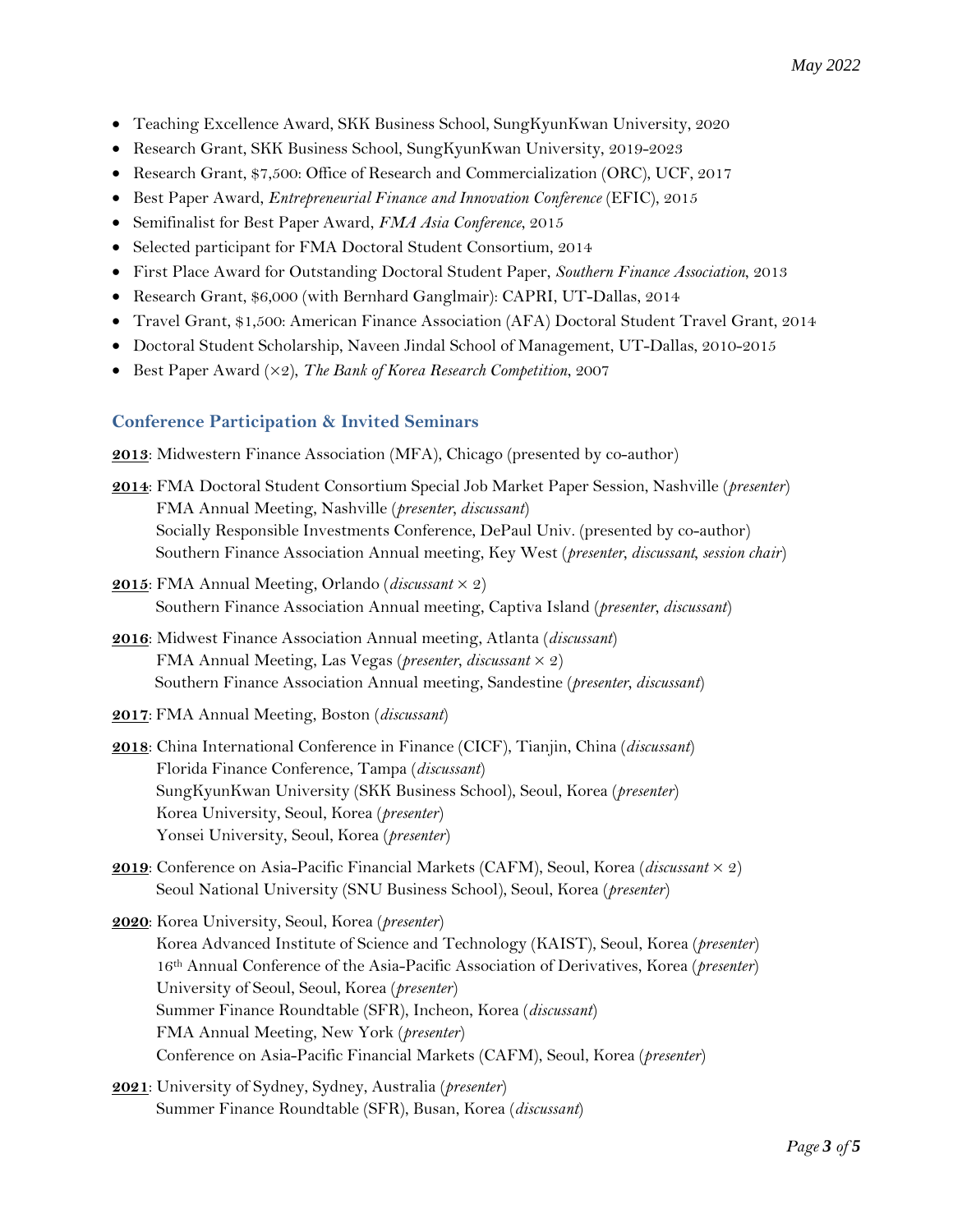- Teaching Excellence Award, SKK Business School, SungKyunKwan University, 2020
- Research Grant, SKK Business School, SungKyunKwan University, 2019-2023
- Research Grant, $7,500: Office of Research and Commercialization (ORC), UCF, 2017
- Best Paper Award, *Entrepreneurial Finance and Innovation Conference* (EFIC), 2015
- Semifinalist for Best Paper Award, *FMA Asia Conference*, 2015
- Selected participant for FMA Doctoral Student Consortium, 2014
- First Place Award for Outstanding Doctoral Student Paper, *Southern Finance Association*, 2013
- Research Grant, $6,000 (with Bernhard Ganglmair): CAPRI, UT-Dallas, 2014
- Travel Grant, $1,500: American Finance Association (AFA) Doctoral Student Travel Grant, 2014
- Doctoral Student Scholarship, Naveen Jindal School of Management, UT-Dallas, 2010-2015
- Best Paper Award (×2), *The Bank of Korea Research Competition*, 2007

## Conference Participation & Invited Seminars

**2013**: Midwestern Finance Association (MFA), Chicago (presented by co-author)

**2014**: FMA Doctoral Student Consortium Special Job Market Paper Session, Nashville (*presenter*)
FMA Annual Meeting, Nashville (*presenter, discussant*)
Socially Responsible Investments Conference, DePaul Univ. (presented by co-author)
Southern Finance Association Annual meeting, Key West (*presenter, discussant, session chair*)

**2015**: FMA Annual Meeting, Orlando (*discussant* × 2)
Southern Finance Association Annual meeting, Captiva Island (*presenter, discussant*)

**2016**: Midwest Finance Association Annual meeting, Atlanta (*discussant*)
FMA Annual Meeting, Las Vegas (*presenter, discussant* × 2)
Southern Finance Association Annual meeting, Sandestine (*presenter, discussant*)

**2017**: FMA Annual Meeting, Boston (*discussant*)

**2018**: China International Conference in Finance (CICF), Tianjin, China (*discussant*)
Florida Finance Conference, Tampa (*discussant*)
SungKyunKwan University (SKK Business School), Seoul, Korea (*presenter*)
Korea University, Seoul, Korea (*presenter*)
Yonsei University, Seoul, Korea (*presenter*)

**2019**: Conference on Asia-Pacific Financial Markets (CAFM), Seoul, Korea (*discussant* × 2)
Seoul National University (SNU Business School), Seoul, Korea (*presenter*)

**2020**: Korea University, Seoul, Korea (*presenter*)
Korea Advanced Institute of Science and Technology (KAIST), Seoul, Korea (*presenter*)
16th Annual Conference of the Asia-Pacific Association of Derivatives, Korea (*presenter*)
University of Seoul, Seoul, Korea (*presenter*)
Summer Finance Roundtable (SFR), Incheon, Korea (*discussant*)
FMA Annual Meeting, New York (*presenter*)
Conference on Asia-Pacific Financial Markets (CAFM), Seoul, Korea (*presenter*)

**2021**: University of Sydney, Sydney, Australia (*presenter*)
Summer Finance Roundtable (SFR), Busan, Korea (*discussant*)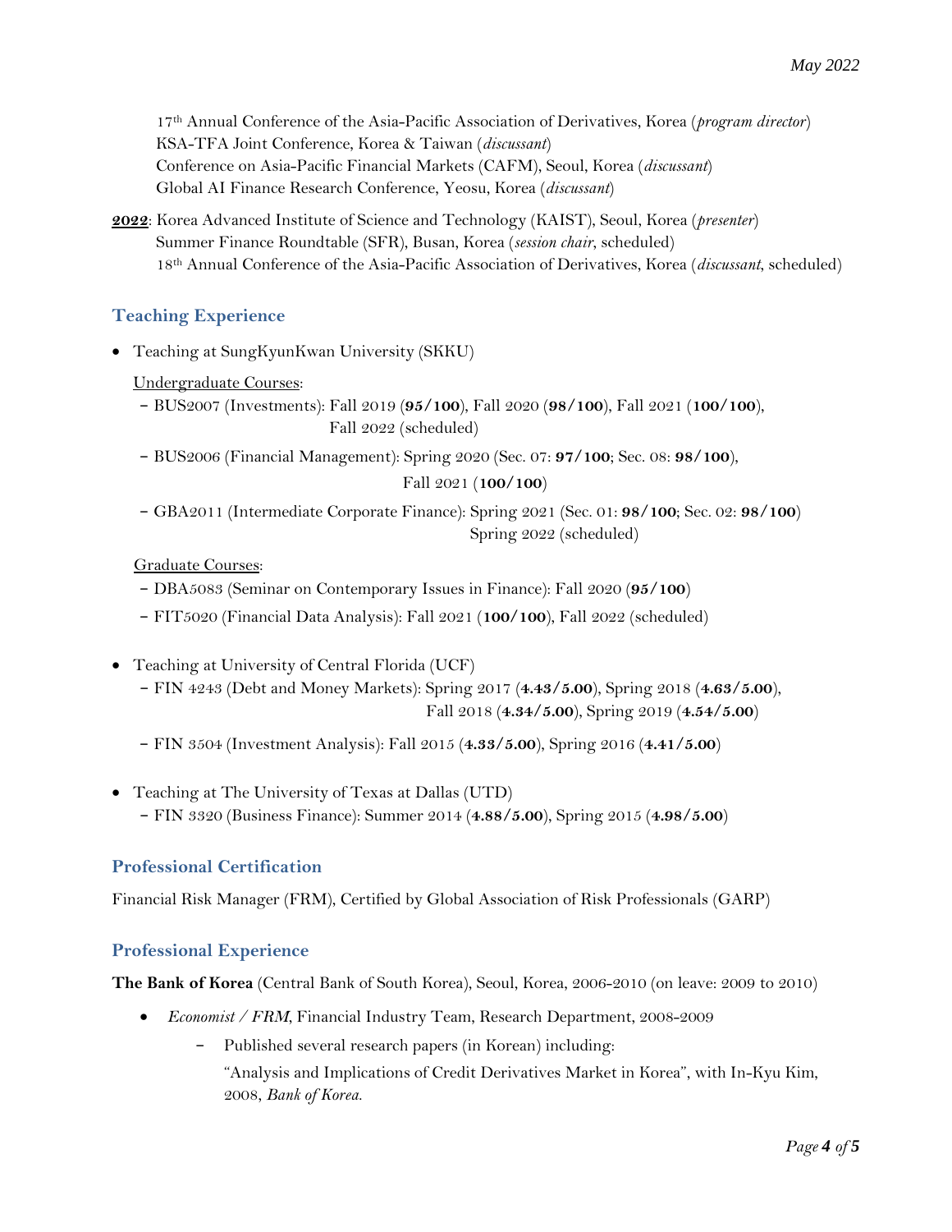17th Annual Conference of the Asia-Pacific Association of Derivatives, Korea (*program director*)
KSA-TFA Joint Conference, Korea & Taiwan (*discussant*)
Conference on Asia-Pacific Financial Markets (CAFM), Seoul, Korea (*discussant*)
Global AI Finance Research Conference, Yeosu, Korea (*discussant*)

**2022**: Korea Advanced Institute of Science and Technology (KAIST), Seoul, Korea (*presenter*)
Summer Finance Roundtable (SFR), Busan, Korea (*session chair*, scheduled)
18th Annual Conference of the Asia-Pacific Association of Derivatives, Korea (*discussant*, scheduled)

## Teaching Experience

- Teaching at SungKyunKwan University (SKKU)

  Undergraduate Courses:
  - BUS2007 (Investments): Fall 2019 (**95/100**), Fall 2020 (**98/100**), Fall 2021 (**100/100**), Fall 2022 (scheduled)
  - BUS2006 (Financial Management): Spring 2020 (Sec. 07: **97/100**; Sec. 08: **98/100**), Fall 2021 (**100/100**)
  - GBA2011 (Intermediate Corporate Finance): Spring 2021 (Sec. 01: **98/100**; Sec. 02: **98/100**) Spring 2022 (scheduled)

  Graduate Courses:
  - DBA5083 (Seminar on Contemporary Issues in Finance): Fall 2020 (**95/100**)
  - FIT5020 (Financial Data Analysis): Fall 2021 (**100/100**), Fall 2022 (scheduled)

- Teaching at University of Central Florida (UCF)
  - FIN 4243 (Debt and Money Markets): Spring 2017 (**4.43/5.00**), Spring 2018 (**4.63/5.00**), Fall 2018 (**4.34/5.00**), Spring 2019 (**4.54/5.00**)
  - FIN 3504 (Investment Analysis): Fall 2015 (**4.33/5.00**), Spring 2016 (**4.41/5.00**)

- Teaching at The University of Texas at Dallas (UTD)
  - FIN 3320 (Business Finance): Summer 2014 (**4.88/5.00**), Spring 2015 (**4.98/5.00**)

## Professional Certification

Financial Risk Manager (FRM), Certified by Global Association of Risk Professionals (GARP)

## Professional Experience

**The Bank of Korea** (Central Bank of South Korea), Seoul, Korea, 2006-2010 (on leave: 2009 to 2010)

- *Economist / FRM*, Financial Industry Team, Research Department, 2008-2009
  - Published several research papers (in Korean) including:
    "Analysis and Implications of Credit Derivatives Market in Korea", with In-Kyu Kim, 2008, *Bank of Korea.*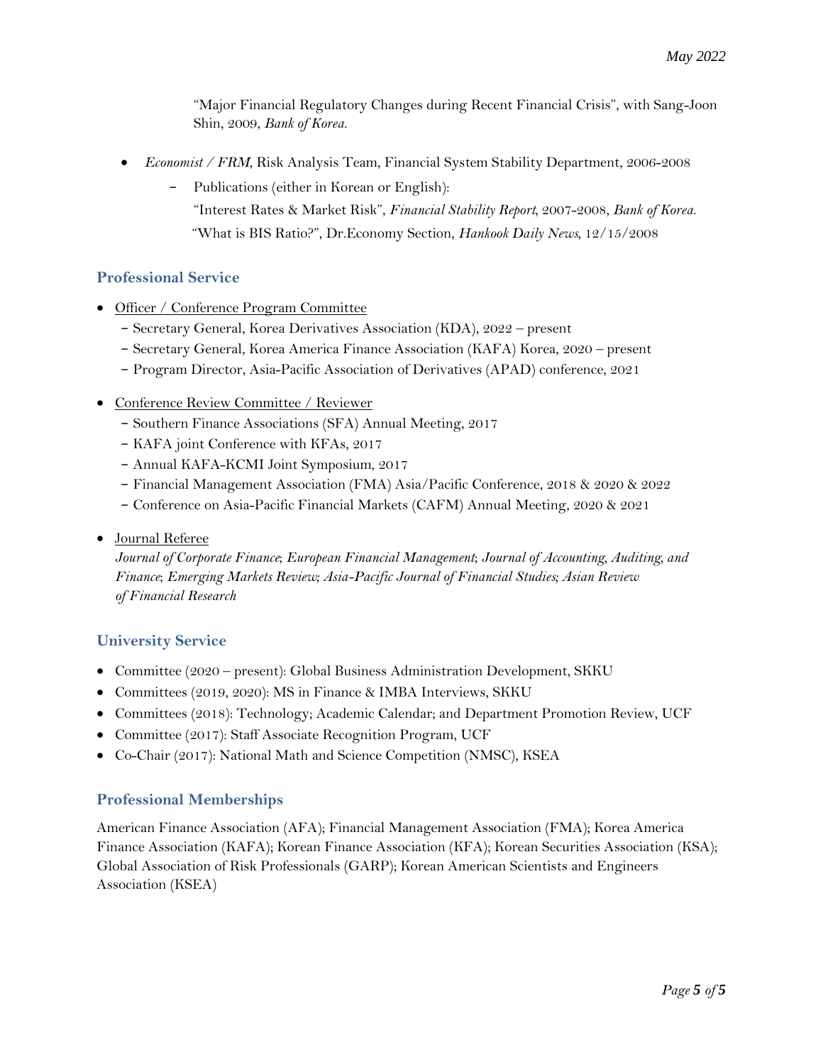"Major Financial Regulatory Changes during Recent Financial Crisis", with Sang-Joon Shin, 2009, *Bank of Korea.*

- *Economist / FRM*, Risk Analysis Team, Financial System Stability Department, 2006-2008
  - Publications (either in Korean or English):
    "Interest Rates & Market Risk", *Financial Stability Report*, 2007-2008, *Bank of Korea.*
    "What is BIS Ratio?", Dr.Economy Section, *Hankook Daily News*, 12/15/2008

## Professional Service

- Officer / Conference Program Committee
  - Secretary General, Korea Derivatives Association (KDA), 2022 – present
  - Secretary General, Korea America Finance Association (KAFA) Korea, 2020 – present
  - Program Director, Asia-Pacific Association of Derivatives (APAD) conference, 2021
- Conference Review Committee / Reviewer
  - Southern Finance Associations (SFA) Annual Meeting, 2017
  - KAFA joint Conference with KFAs, 2017
  - Annual KAFA-KCMI Joint Symposium, 2017
  - Financial Management Association (FMA) Asia/Pacific Conference, 2018 & 2020 & 2022
  - Conference on Asia-Pacific Financial Markets (CAFM) Annual Meeting, 2020 & 2021
- Journal Referee
  *Journal of Corporate Finance*; *European Financial Management*; *Journal of Accounting, Auditing, and Finance*; *Emerging Markets Review; Asia-Pacific Journal of Financial Studies; Asian Review of Financial Research*

## University Service

- Committee (2020 – present): Global Business Administration Development, SKKU
- Committees (2019, 2020): MS in Finance & IMBA Interviews, SKKU
- Committees (2018): Technology; Academic Calendar; and Department Promotion Review, UCF
- Committee (2017): Staff Associate Recognition Program, UCF
- Co-Chair (2017): National Math and Science Competition (NMSC), KSEA

## Professional Memberships

American Finance Association (AFA); Financial Management Association (FMA); Korea America Finance Association (KAFA); Korean Finance Association (KFA); Korean Securities Association (KSA); Global Association of Risk Professionals (GARP); Korean American Scientists and Engineers Association (KSEA)